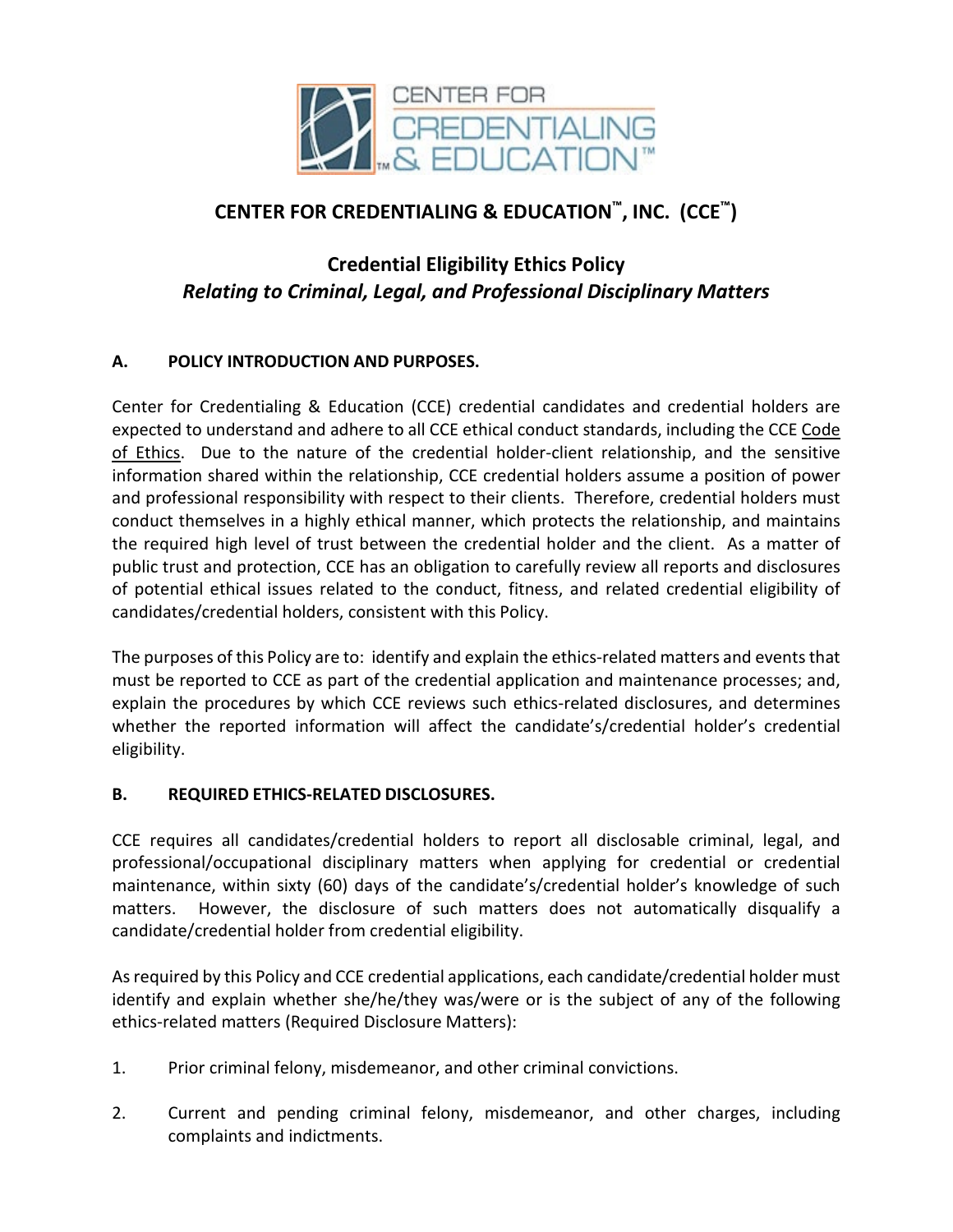# CENTER FOR CREDENTIALING & EDUCATION™, INC. (CCE™)

## Credential Eligibility Ethics Policy
### *Relating to Criminal, Legal, and Professional Disciplinary Matters*

**A. POLICY INTRODUCTION AND PURPOSES.**

Center for Credentialing & Education (CCE) credential candidates and credential holders are expected to understand and adhere to all CCE ethical conduct standards, including the CCE Code of Ethics. Due to the nature of the credential holder-client relationship, and the sensitive information shared within the relationship, CCE credential holders assume a position of power and professional responsibility with respect to their clients. Therefore, credential holders must conduct themselves in a highly ethical manner, which protects the relationship, and maintains the required high level of trust between the credential holder and the client. As a matter of public trust and protection, CCE has an obligation to carefully review all reports and disclosures of potential ethical issues related to the conduct, fitness, and related credential eligibility of candidates/credential holders, consistent with this Policy.

The purposes of this Policy are to: identify and explain the ethics-related matters and events that must be reported to CCE as part of the credential application and maintenance processes; and, explain the procedures by which CCE reviews such ethics-related disclosures, and determines whether the reported information will affect the candidate's/credential holder's credential eligibility.

**B. REQUIRED ETHICS-RELATED DISCLOSURES.**

CCE requires all candidates/credential holders to report all disclosable criminal, legal, and professional/occupational disciplinary matters when applying for credential or credential maintenance, within sixty (60) days of the candidate's/credential holder's knowledge of such matters. However, the disclosure of such matters does not automatically disqualify a candidate/credential holder from credential eligibility.

As required by this Policy and CCE credential applications, each candidate/credential holder must identify and explain whether she/he/they was/were or is the subject of any of the following ethics-related matters (Required Disclosure Matters):

1. Prior criminal felony, misdemeanor, and other criminal convictions.

2. Current and pending criminal felony, misdemeanor, and other charges, including complaints and indictments.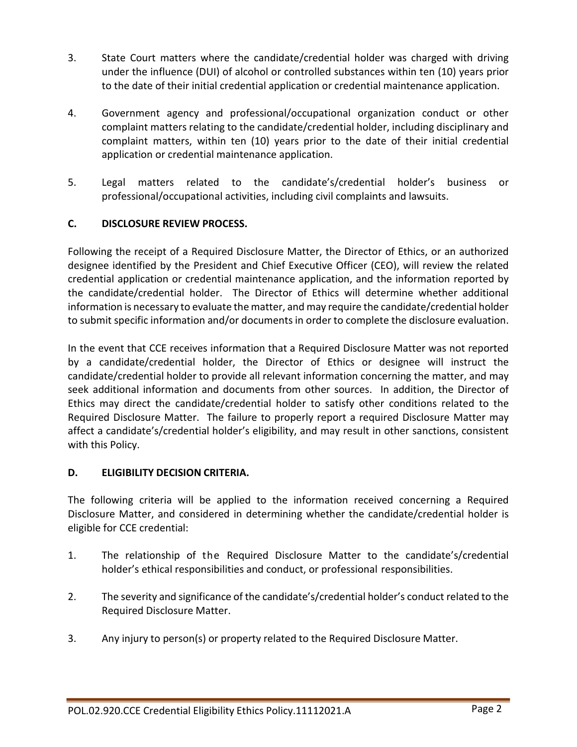3. State Court matters where the candidate/credential holder was charged with driving under the influence (DUI) of alcohol or controlled substances within ten (10) years prior to the date of their initial credential application or credential maintenance application.

4. Government agency and professional/occupational organization conduct or other complaint matters relating to the candidate/credential holder, including disciplinary and complaint matters, within ten (10) years prior to the date of their initial credential application or credential maintenance application.

5. Legal matters related to the candidate's/credential holder's business or professional/occupational activities, including civil complaints and lawsuits.

**C. DISCLOSURE REVIEW PROCESS.**

Following the receipt of a Required Disclosure Matter, the Director of Ethics, or an authorized designee identified by the President and Chief Executive Officer (CEO), will review the related credential application or credential maintenance application, and the information reported by the candidate/credential holder. The Director of Ethics will determine whether additional information is necessary to evaluate the matter, and may require the candidate/credential holder to submit specific information and/or documents in order to complete the disclosure evaluation.

In the event that CCE receives information that a Required Disclosure Matter was not reported by a candidate/credential holder, the Director of Ethics or designee will instruct the candidate/credential holder to provide all relevant information concerning the matter, and may seek additional information and documents from other sources. In addition, the Director of Ethics may direct the candidate/credential holder to satisfy other conditions related to the Required Disclosure Matter. The failure to properly report a required Disclosure Matter may affect a candidate's/credential holder's eligibility, and may result in other sanctions, consistent with this Policy.

**D. ELIGIBILITY DECISION CRITERIA.**

The following criteria will be applied to the information received concerning a Required Disclosure Matter, and considered in determining whether the candidate/credential holder is eligible for CCE credential:

1. The relationship of the Required Disclosure Matter to the candidate's/credential holder's ethical responsibilities and conduct, or professional responsibilities.

2. The severity and significance of the candidate's/credential holder's conduct related to the Required Disclosure Matter.

3. Any injury to person(s) or property related to the Required Disclosure Matter.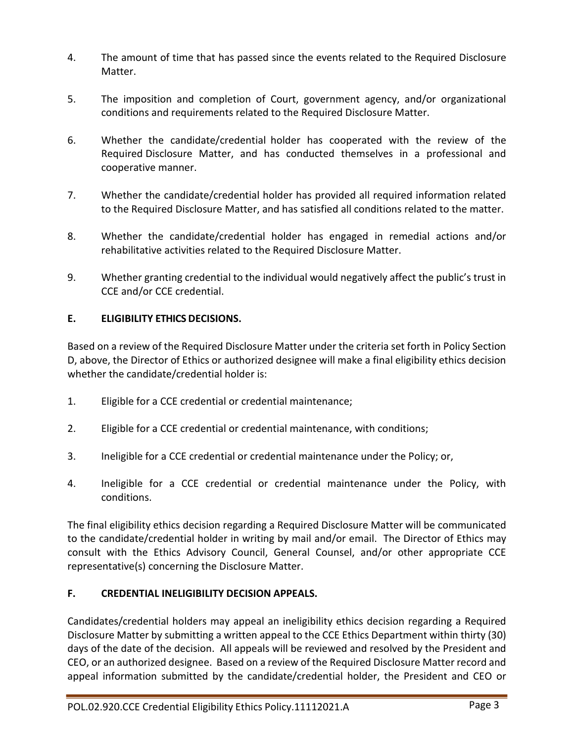4. The amount of time that has passed since the events related to the Required Disclosure Matter.

5. The imposition and completion of Court, government agency, and/or organizational conditions and requirements related to the Required Disclosure Matter.

6. Whether the candidate/credential holder has cooperated with the review of the Required Disclosure Matter, and has conducted themselves in a professional and cooperative manner.

7. Whether the candidate/credential holder has provided all required information related to the Required Disclosure Matter, and has satisfied all conditions related to the matter.

8. Whether the candidate/credential holder has engaged in remedial actions and/or rehabilitative activities related to the Required Disclosure Matter.

9. Whether granting credential to the individual would negatively affect the public's trust in CCE and/or CCE credential.

## E. ELIGIBILITY ETHICS DECISIONS.

Based on a review of the Required Disclosure Matter under the criteria set forth in Policy Section D, above, the Director of Ethics or authorized designee will make a final eligibility ethics decision whether the candidate/credential holder is:

1. Eligible for a CCE credential or credential maintenance;

2. Eligible for a CCE credential or credential maintenance, with conditions;

3. Ineligible for a CCE credential or credential maintenance under the Policy; or,

4. Ineligible for a CCE credential or credential maintenance under the Policy, with conditions.

The final eligibility ethics decision regarding a Required Disclosure Matter will be communicated to the candidate/credential holder in writing by mail and/or email. The Director of Ethics may consult with the Ethics Advisory Council, General Counsel, and/or other appropriate CCE representative(s) concerning the Disclosure Matter.

## F. CREDENTIAL INELIGIBILITY DECISION APPEALS.

Candidates/credential holders may appeal an ineligibility ethics decision regarding a Required Disclosure Matter by submitting a written appeal to the CCE Ethics Department within thirty (30) days of the date of the decision. All appeals will be reviewed and resolved by the President and CEO, or an authorized designee. Based on a review of the Required Disclosure Matter record and appeal information submitted by the candidate/credential holder, the President and CEO or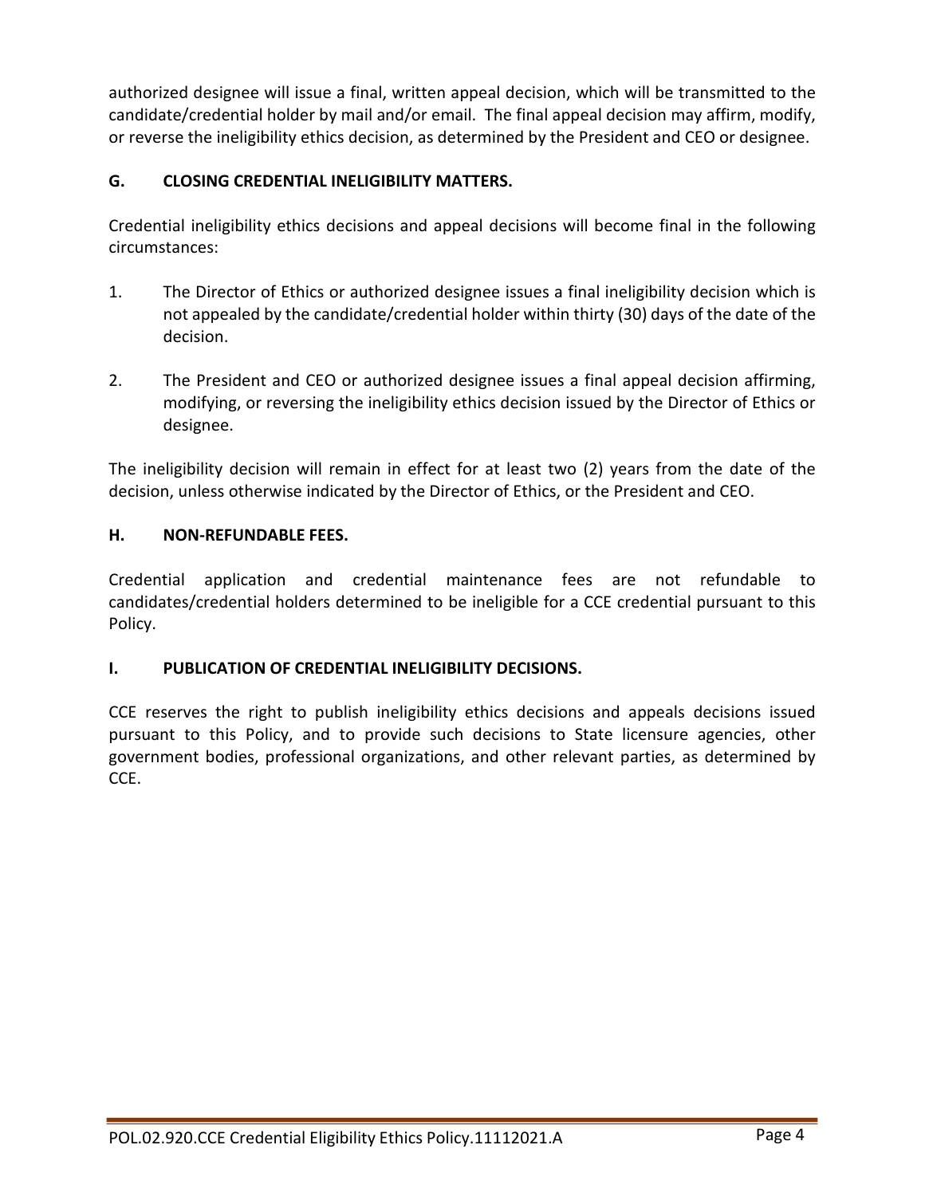authorized designee will issue a final, written appeal decision, which will be transmitted to the candidate/credential holder by mail and/or email. The final appeal decision may affirm, modify, or reverse the ineligibility ethics decision, as determined by the President and CEO or designee.

### G. CLOSING CREDENTIAL INELIGIBILITY MATTERS.

Credential ineligibility ethics decisions and appeal decisions will become final in the following circumstances:

1. The Director of Ethics or authorized designee issues a final ineligibility decision which is not appealed by the candidate/credential holder within thirty (30) days of the date of the decision.

2. The President and CEO or authorized designee issues a final appeal decision affirming, modifying, or reversing the ineligibility ethics decision issued by the Director of Ethics or designee.

The ineligibility decision will remain in effect for at least two (2) years from the date of the decision, unless otherwise indicated by the Director of Ethics, or the President and CEO.

### H. NON-REFUNDABLE FEES.

Credential application and credential maintenance fees are not refundable to candidates/credential holders determined to be ineligible for a CCE credential pursuant to this Policy.

### I. PUBLICATION OF CREDENTIAL INELIGIBILITY DECISIONS.

CCE reserves the right to publish ineligibility ethics decisions and appeals decisions issued pursuant to this Policy, and to provide such decisions to State licensure agencies, other government bodies, professional organizations, and other relevant parties, as determined by CCE.